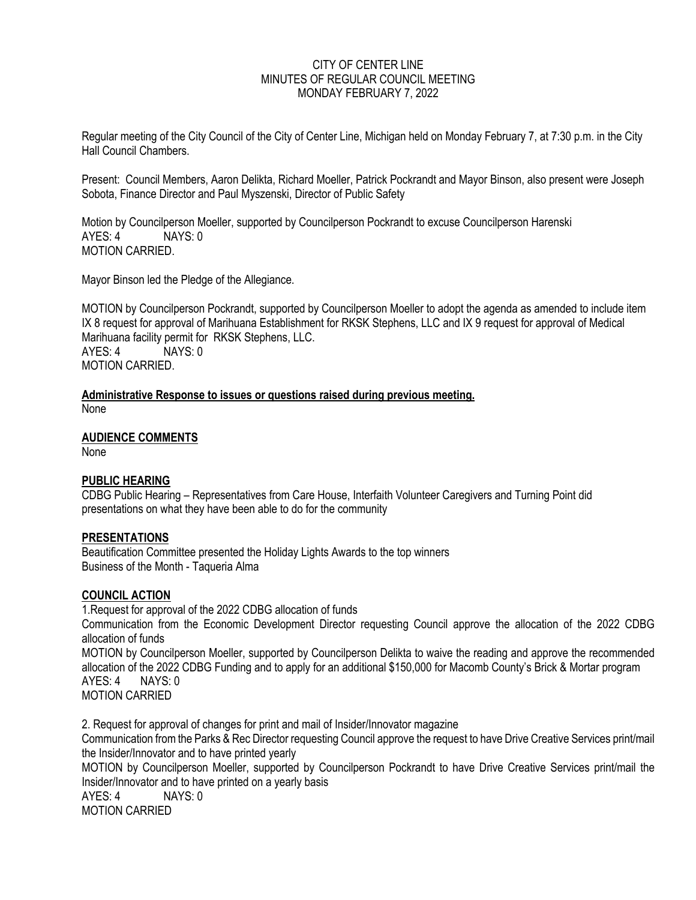# CITY OF CENTER LINE
## MINUTES OF REGULAR COUNCIL MEETING
## MONDAY FEBRUARY 7, 2022

Regular meeting of the City Council of the City of Center Line, Michigan held on Monday February 7, at 7:30 p.m. in the City Hall Council Chambers.

Present: Council Members, Aaron Delikta, Richard Moeller, Patrick Pockrandt and Mayor Binson, also present were Joseph Sobota, Finance Director and Paul Myszenski, Director of Public Safety

Motion by Councilperson Moeller, supported by Councilperson Pockrandt to excuse Councilperson Harenski
AYES: 4 NAYS: 0
MOTION CARRIED.

Mayor Binson led the Pledge of the Allegiance.

MOTION by Councilperson Pockrandt, supported by Councilperson Moeller to adopt the agenda as amended to include item IX 8 request for approval of Marihuana Establishment for RKSK Stephens, LLC and IX 9 request for approval of Medical Marihuana facility permit for RKSK Stephens, LLC.
AYES: 4 NAYS: 0
MOTION CARRIED.

**Administrative Response to issues or questions raised during previous meeting.**
None

**AUDIENCE COMMENTS**
None

**PUBLIC HEARING**
CDBG Public Hearing – Representatives from Care House, Interfaith Volunteer Caregivers and Turning Point did presentations on what they have been able to do for the community

**PRESENTATIONS**
Beautification Committee presented the Holiday Lights Awards to the top winners
Business of the Month - Taqueria Alma

**COUNCIL ACTION**

1.Request for approval of the 2022 CDBG allocation of funds
Communication from the Economic Development Director requesting Council approve the allocation of the 2022 CDBG allocation of funds
MOTION by Councilperson Moeller, supported by Councilperson Delikta to waive the reading and approve the recommended allocation of the 2022 CDBG Funding and to apply for an additional $150,000 for Macomb County's Brick & Mortar program
AYES: 4 NAYS: 0
MOTION CARRIED

2. Request for approval of changes for print and mail of Insider/Innovator magazine
Communication from the Parks & Rec Director requesting Council approve the request to have Drive Creative Services print/mail the Insider/Innovator and to have printed yearly
MOTION by Councilperson Moeller, supported by Councilperson Pockrandt to have Drive Creative Services print/mail the Insider/Innovator and to have printed on a yearly basis
AYES: 4 NAYS: 0
MOTION CARRIED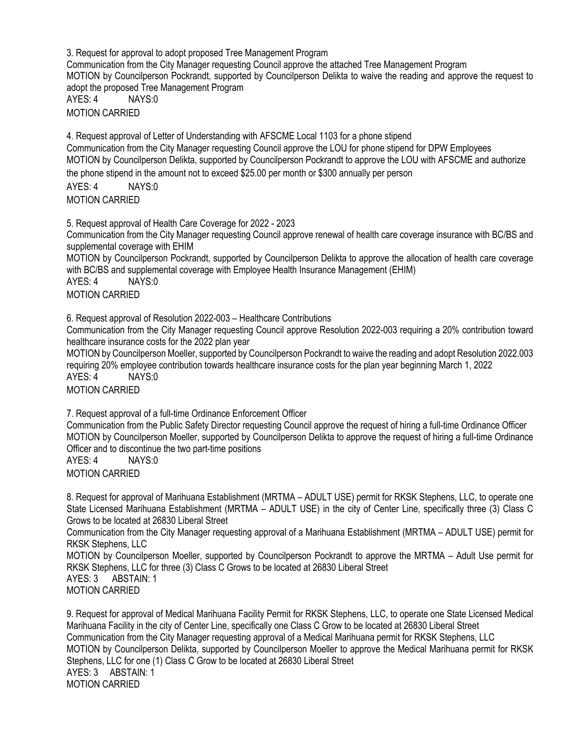3. Request for approval to adopt proposed Tree Management Program

Communication from the City Manager requesting Council approve the attached Tree Management Program

MOTION by Councilperson Pockrandt, supported by Councilperson Delikta to waive the reading and approve the request to adopt the proposed Tree Management Program

AYES: 4 NAYS:0

MOTION CARRIED

4. Request approval of Letter of Understanding with AFSCME Local 1103 for a phone stipend

Communication from the City Manager requesting Council approve the LOU for phone stipend for DPW Employees

MOTION by Councilperson Delikta, supported by Councilperson Pockrandt to approve the LOU with AFSCME and authorize the phone stipend in the amount not to exceed $25.00 per month or $300 annually per person

AYES: 4 NAYS:0

MOTION CARRIED

5. Request approval of Health Care Coverage for 2022 - 2023

Communication from the City Manager requesting Council approve renewal of health care coverage insurance with BC/BS and supplemental coverage with EHIM

MOTION by Councilperson Pockrandt, supported by Councilperson Delikta to approve the allocation of health care coverage with BC/BS and supplemental coverage with Employee Health Insurance Management (EHIM)

AYES: 4 NAYS:0

MOTION CARRIED

6. Request approval of Resolution 2022-003 – Healthcare Contributions

Communication from the City Manager requesting Council approve Resolution 2022-003 requiring a 20% contribution toward healthcare insurance costs for the 2022 plan year

MOTION by Councilperson Moeller, supported by Councilperson Pockrandt to waive the reading and adopt Resolution 2022.003 requiring 20% employee contribution towards healthcare insurance costs for the plan year beginning March 1, 2022

AYES: 4 NAYS:0

MOTION CARRIED

7. Request approval of a full-time Ordinance Enforcement Officer

Communication from the Public Safety Director requesting Council approve the request of hiring a full-time Ordinance Officer

MOTION by Councilperson Moeller, supported by Councilperson Delikta to approve the request of hiring a full-time Ordinance Officer and to discontinue the two part-time positions

AYES: 4 NAYS:0

MOTION CARRIED

8. Request for approval of Marihuana Establishment (MRTMA – ADULT USE) permit for RKSK Stephens, LLC, to operate one State Licensed Marihuana Establishment (MRTMA – ADULT USE) in the city of Center Line, specifically three (3) Class C Grows to be located at 26830 Liberal Street

Communication from the City Manager requesting approval of a Marihuana Establishment (MRTMA – ADULT USE) permit for RKSK Stephens, LLC

MOTION by Councilperson Moeller, supported by Councilperson Pockrandt to approve the MRTMA – Adult Use permit for RKSK Stephens, LLC for three (3) Class C Grows to be located at 26830 Liberal Street

AYES: 3 ABSTAIN: 1

MOTION CARRIED

9. Request for approval of Medical Marihuana Facility Permit for RKSK Stephens, LLC, to operate one State Licensed Medical Marihuana Facility in the city of Center Line, specifically one Class C Grow to be located at 26830 Liberal Street

Communication from the City Manager requesting approval of a Medical Marihuana permit for RKSK Stephens, LLC

MOTION by Councilperson Delikta, supported by Councilperson Moeller to approve the Medical Marihuana permit for RKSK Stephens, LLC for one (1) Class C Grow to be located at 26830 Liberal Street

AYES: 3 ABSTAIN: 1

MOTION CARRIED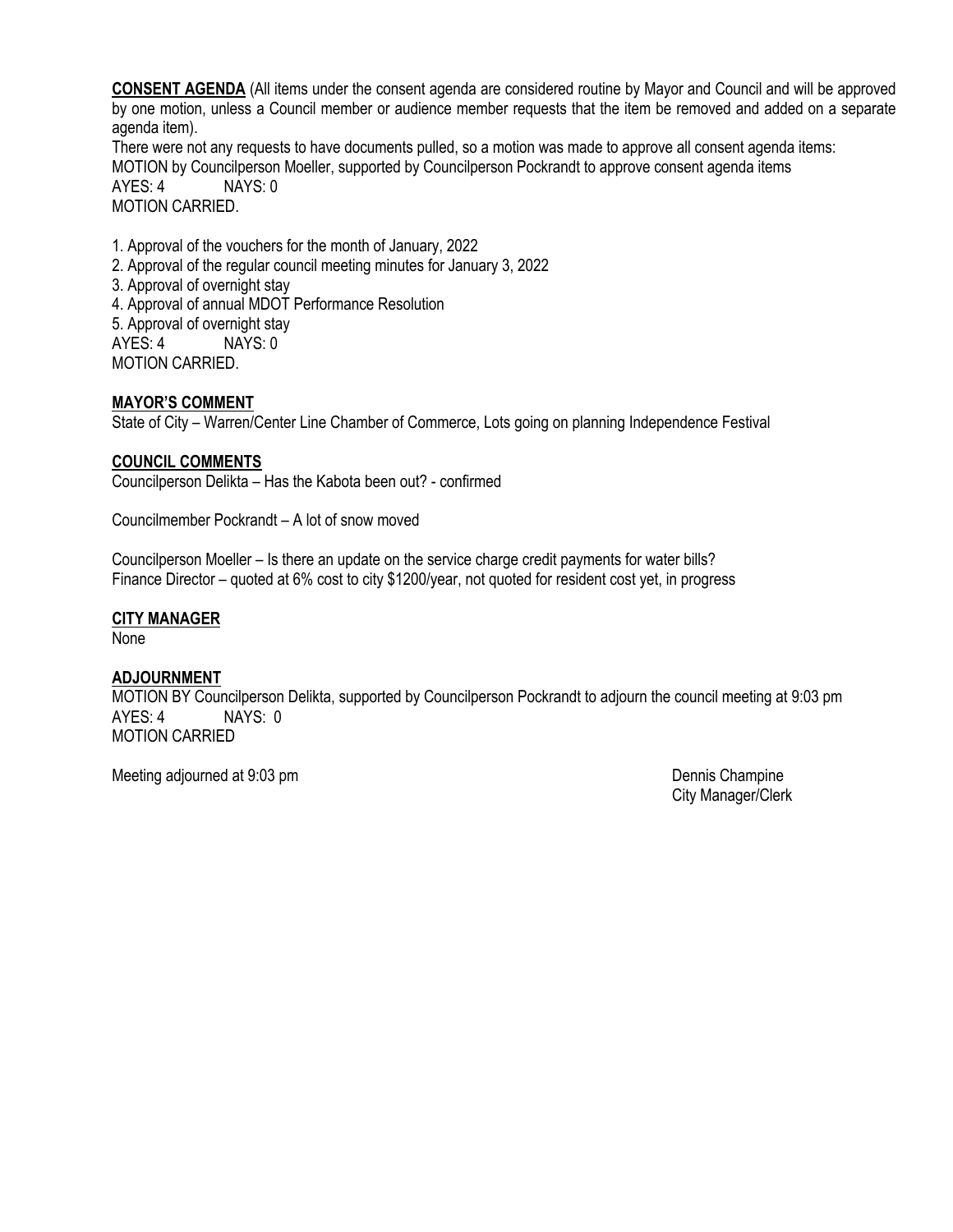**CONSENT AGENDA** (All items under the consent agenda are considered routine by Mayor and Council and will be approved by one motion, unless a Council member or audience member requests that the item be removed and added on a separate agenda item).

There were not any requests to have documents pulled, so a motion was made to approve all consent agenda items:

MOTION by Councilperson Moeller, supported by Councilperson Pockrandt to approve consent agenda items

AYES: 4 NAYS: 0

MOTION CARRIED.

1. Approval of the vouchers for the month of January, 2022
2. Approval of the regular council meeting minutes for January 3, 2022
3. Approval of overnight stay
4. Approval of annual MDOT Performance Resolution
5. Approval of overnight stay

AYES: 4 NAYS: 0

MOTION CARRIED.

**MAYOR'S COMMENT**

State of City – Warren/Center Line Chamber of Commerce, Lots going on planning Independence Festival

**COUNCIL COMMENTS**

Councilperson Delikta – Has the Kabota been out? - confirmed

Councilmember Pockrandt – A lot of snow moved

Councilperson Moeller – Is there an update on the service charge credit payments for water bills?

Finance Director – quoted at 6% cost to city $1200/year, not quoted for resident cost yet, in progress

**CITY MANAGER**

None

**ADJOURNMENT**

MOTION BY Councilperson Delikta, supported by Councilperson Pockrandt to adjourn the council meeting at 9:03 pm

AYES: 4 NAYS: 0

MOTION CARRIED

Meeting adjourned at 9:03 pm

Dennis Champine
City Manager/Clerk